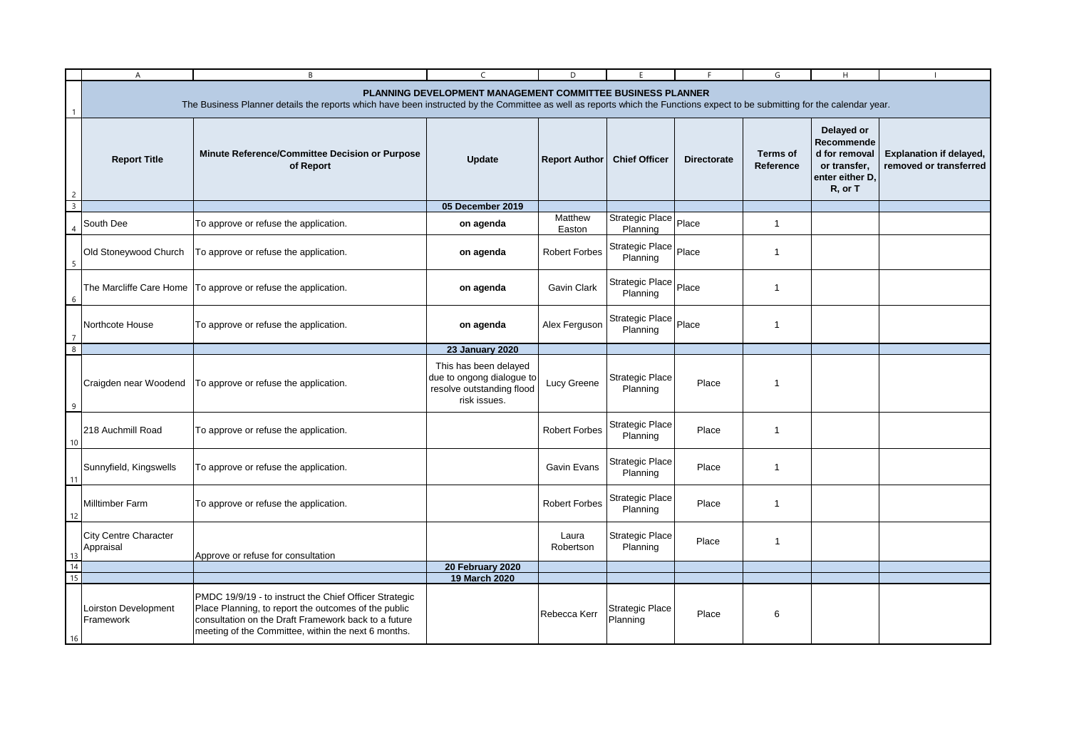# PLANNING DEVELOPMENT MANAGEMENT COMMITTEE BUSINESS PLANNER

The Business Planner details the reports which have been instructed by the Committee as well as reports which the Functions expect to be submitting for the calendar year.

| Report Title | Minute Reference/Committee Decision or Purpose of Report | Update | Report Author | Chief Officer | Directorate | Terms of Reference | Delayed or Recommended for removal or transfer, enter either D, R, or T | Explanation if delayed, removed or transferred |
|---|---|---|---|---|---|---|---|---|
| | | **05 December 2019** | | | | | | |
| South Dee | To approve or refuse the application. | **on agenda** | Matthew Easton | Strategic Place Planning | Place | 1 | | |
| Old Stoneywood Church | To approve or refuse the application. | **on agenda** | Robert Forbes | Strategic Place Planning | Place | 1 | | |
| The Marcliffe Care Home | To approve or refuse the application. | **on agenda** | Gavin Clark | Strategic Place Planning | Place | 1 | | |
| Northcote House | To approve or refuse the application. | **on agenda** | Alex Ferguson | Strategic Place Planning | Place | 1 | | |
| | | **23 January 2020** | | | | | | |
| Craigden near Woodend | To approve or refuse the application. | This has been delayed due to ongong dialogue to resolve outstanding flood risk issues. | Lucy Greene | Strategic Place Planning | Place | 1 | | |
| 218 Auchmill Road | To approve or refuse the application. | | Robert Forbes | Strategic Place Planning | Place | 1 | | |
| Sunnyfield, Kingswells | To approve or refuse the application. | | Gavin Evans | Strategic Place Planning | Place | 1 | | |
| Milltimber Farm | To approve or refuse the application. | | Robert Forbes | Strategic Place Planning | Place | 1 | | |
| City Centre Character Appraisal | Approve or refuse for consultation | | Laura Robertson | Strategic Place Planning | Place | 1 | | |
| | | **20 February 2020** | | | | | | |
| | | **19 March 2020** | | | | | | |
| Loirston Development Framework | PMDC 19/9/19 - to instruct the Chief Officer Strategic Place Planning, to report the outcomes of the public consultation on the Draft Framework back to a future meeting of the Committee, within the next 6 months. | | Rebecca Kerr | Strategic Place Planning | Place | 6 | | |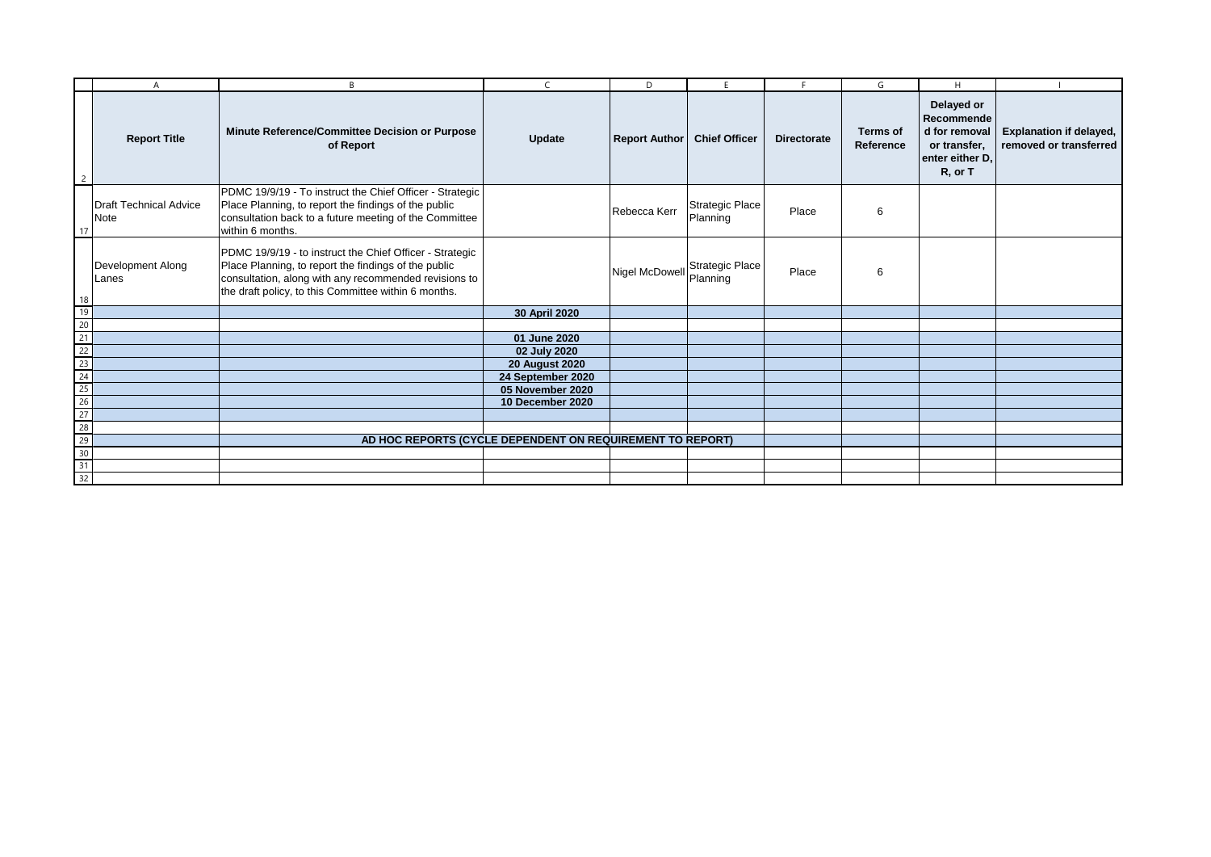| Report Title | Minute Reference/Committee Decision or Purpose of Report | Update | Report Author | Chief Officer | Directorate | Terms of Reference | Delayed or Recommended for removal or transfer, enter either D, R, or T | Explanation if delayed, removed or transferred |
|---|---|---|---|---|---|---|---|---|
| Draft Technical Advice Note | PDMC 19/9/19 - To instruct the Chief Officer - Strategic Place Planning, to report the findings of the public consultation back to a future meeting of the Committee within 6 months. | | Rebecca Kerr | Strategic Place Planning | Place | 6 | | |
| Development Along Lanes | PDMC 19/9/19 - to instruct the Chief Officer - Strategic Place Planning, to report the findings of the public consultation, along with any recommended revisions to the draft policy, to this Committee within 6 months. | | Nigel McDowell | Strategic Place Planning | Place | 6 | | |
| | | **30 April 2020** | | | | | | |
| | | | | | | | | |
| | | **01 June 2020** | | | | | | |
| | | **02 July 2020** | | | | | | |
| | | **20 August 2020** | | | | | | |
| | | **24 September 2020** | | | | | | |
| | | **05 November 2020** | | | | | | |
| | | **10 December 2020** | | | | | | |
| | | | | | | | | |
| | | | | | | | | |
| | **AD HOC REPORTS (CYCLE DEPENDENT ON REQUIREMENT TO REPORT)** | | | | | | | |
| | | | | | | | | |
| | | | | | | | | |
| | | | | | | | | |